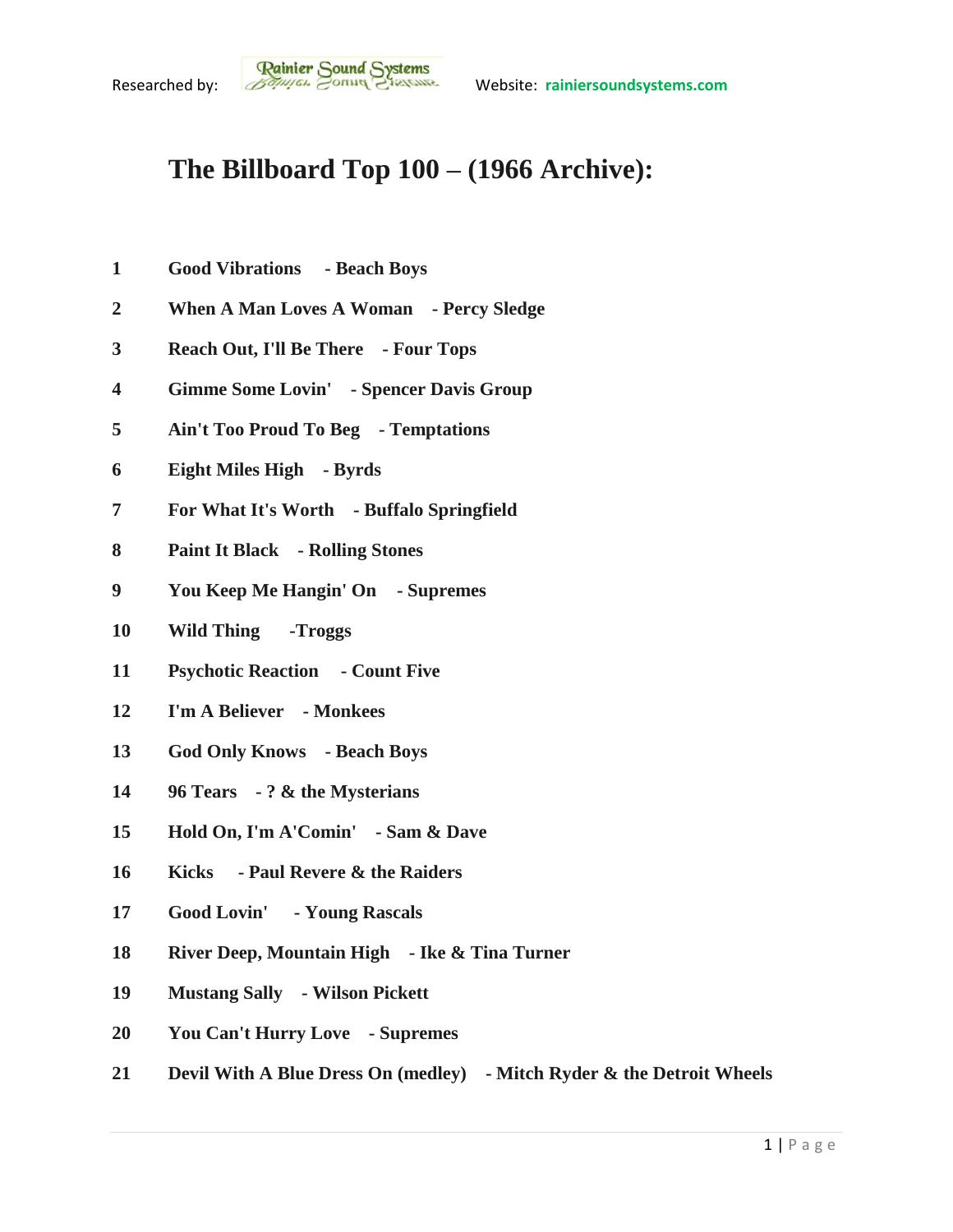Researched by: Rainier Sound Systems Website: rainiersoundsystems.com

# The Billboard Top 100 – (1966 Archive):

1 **Good Vibrations - Beach Boys**

2 **When A Man Loves A Woman - Percy Sledge**

3 **Reach Out, I'll Be There - Four Tops**

4 **Gimme Some Lovin' - Spencer Davis Group**

5 **Ain't Too Proud To Beg - Temptations**

6 **Eight Miles High - Byrds**

7 **For What It's Worth - Buffalo Springfield**

8 **Paint It Black - Rolling Stones**

9 **You Keep Me Hangin' On - Supremes**

10 **Wild Thing -Troggs**

11 **Psychotic Reaction - Count Five**

12 **I'm A Believer - Monkees**

13 **God Only Knows - Beach Boys**

14 **96 Tears - ? & the Mysterians**

15 **Hold On, I'm A'Comin' - Sam & Dave**

16 **Kicks - Paul Revere & the Raiders**

17 **Good Lovin' - Young Rascals**

18 **River Deep, Mountain High - Ike & Tina Turner**

19 **Mustang Sally - Wilson Pickett**

20 **You Can't Hurry Love - Supremes**

21 **Devil With A Blue Dress On (medley) - Mitch Ryder & the Detroit Wheels**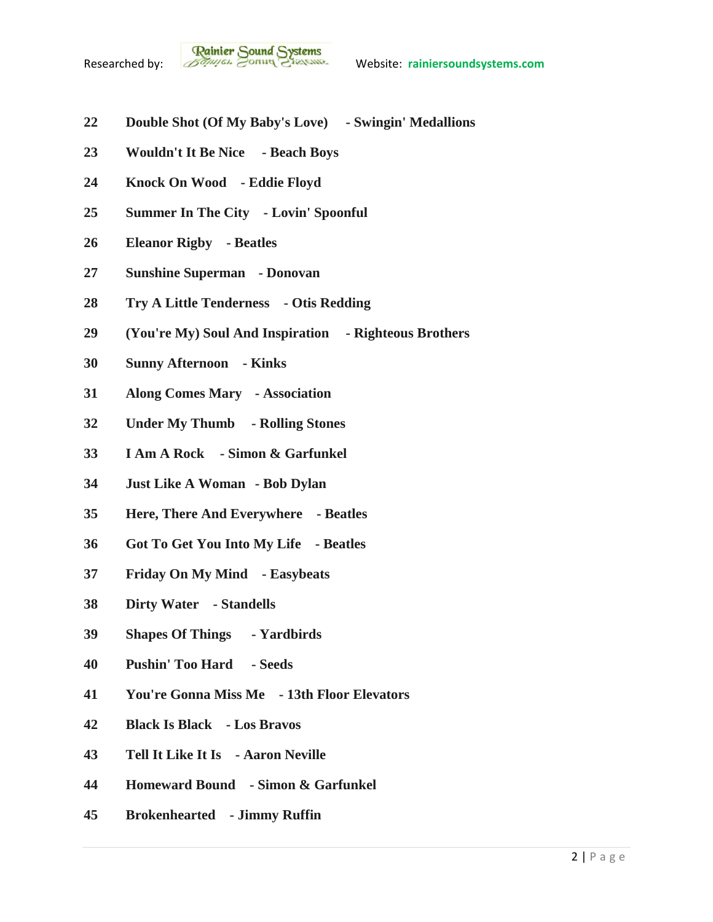22 **Double Shot (Of My Baby's Love) - Swingin' Medallions**

23 **Wouldn't It Be Nice - Beach Boys**

24 **Knock On Wood - Eddie Floyd**

25 **Summer In The City - Lovin' Spoonful**

26 **Eleanor Rigby - Beatles**

27 **Sunshine Superman - Donovan**

28 **Try A Little Tenderness - Otis Redding**

29 **(You're My) Soul And Inspiration - Righteous Brothers**

30 **Sunny Afternoon - Kinks**

31 **Along Comes Mary - Association**

32 **Under My Thumb - Rolling Stones**

33 **I Am A Rock - Simon & Garfunkel**

34 **Just Like A Woman - Bob Dylan**

35 **Here, There And Everywhere - Beatles**

36 **Got To Get You Into My Life - Beatles**

37 **Friday On My Mind - Easybeats**

38 **Dirty Water - Standells**

39 **Shapes Of Things - Yardbirds**

40 **Pushin' Too Hard - Seeds**

41 **You're Gonna Miss Me - 13th Floor Elevators**

42 **Black Is Black - Los Bravos**

43 **Tell It Like It Is - Aaron Neville**

44 **Homeward Bound - Simon & Garfunkel**

45 **Brokenhearted - Jimmy Ruffin**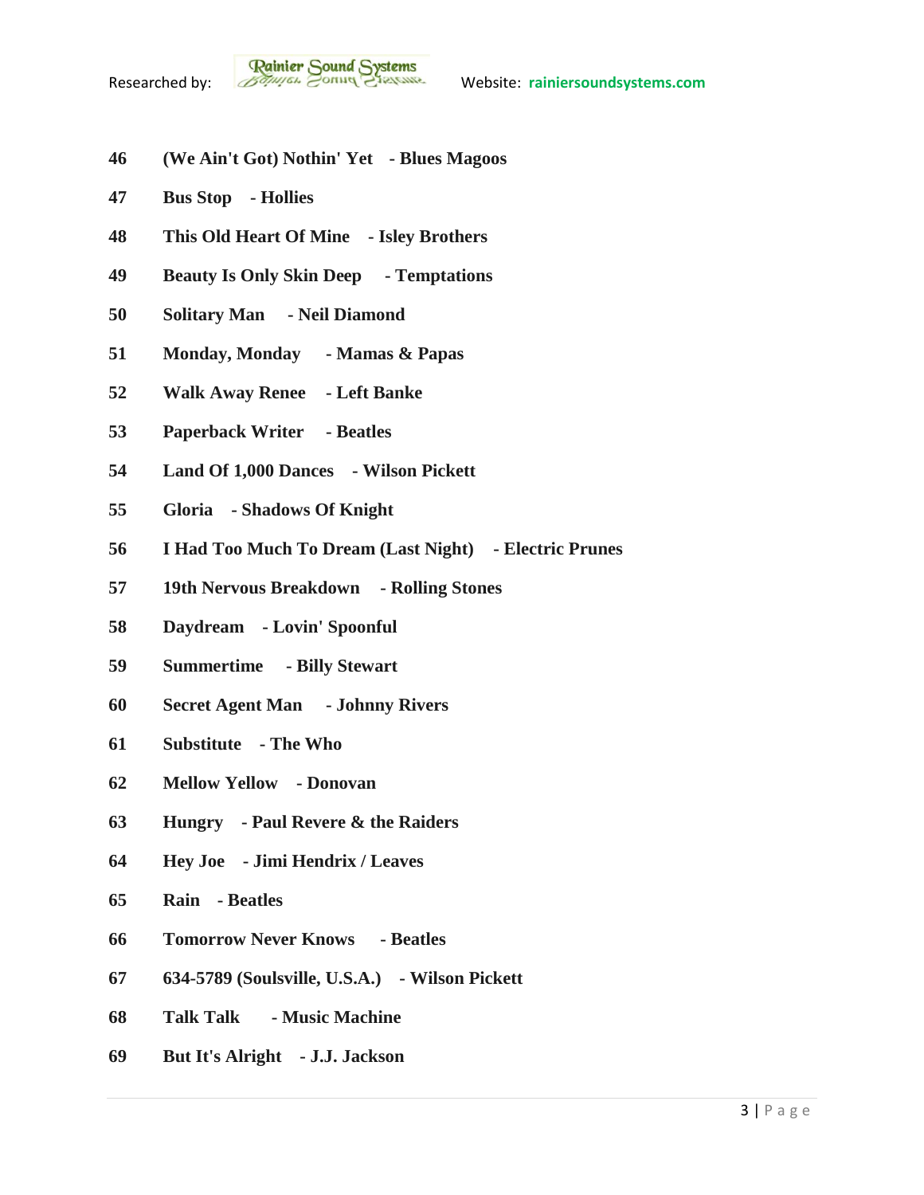**46 (We Ain't Got) Nothin' Yet - Blues Magoos**

**47 Bus Stop - Hollies**

**48 This Old Heart Of Mine - Isley Brothers**

**49 Beauty Is Only Skin Deep - Temptations**

**50 Solitary Man - Neil Diamond**

**51 Monday, Monday - Mamas & Papas**

**52 Walk Away Renee - Left Banke**

**53 Paperback Writer - Beatles**

**54 Land Of 1,000 Dances - Wilson Pickett**

**55 Gloria - Shadows Of Knight**

**56 I Had Too Much To Dream (Last Night) - Electric Prunes**

**57 19th Nervous Breakdown - Rolling Stones**

**58 Daydream - Lovin' Spoonful**

**59 Summertime - Billy Stewart**

**60 Secret Agent Man - Johnny Rivers**

**61 Substitute - The Who**

**62 Mellow Yellow - Donovan**

**63 Hungry - Paul Revere & the Raiders**

**64 Hey Joe - Jimi Hendrix / Leaves**

**65 Rain - Beatles**

**66 Tomorrow Never Knows - Beatles**

**67 634-5789 (Soulsville, U.S.A.) - Wilson Pickett**

**68 Talk Talk - Music Machine**

**69 But It's Alright - J.J. Jackson**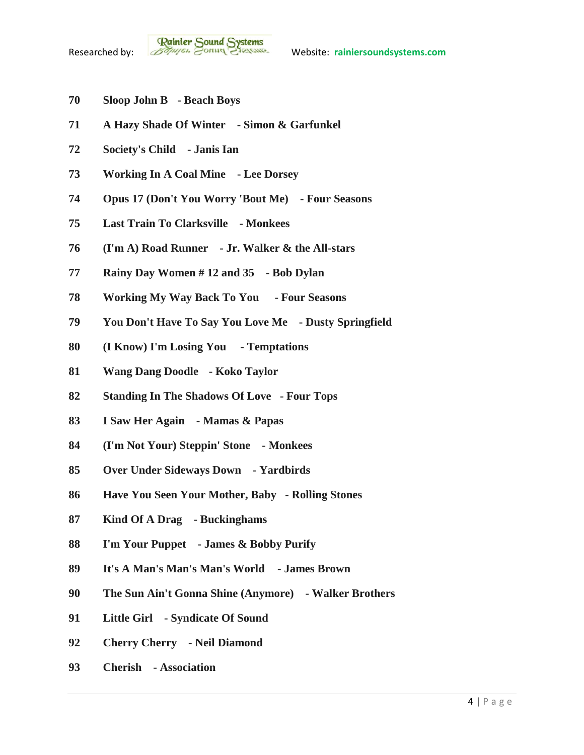**70 Sloop John B - Beach Boys**

**71 A Hazy Shade Of Winter - Simon & Garfunkel**

**72 Society's Child - Janis Ian**

**73 Working In A Coal Mine - Lee Dorsey**

**74 Opus 17 (Don't You Worry 'Bout Me) - Four Seasons**

**75 Last Train To Clarksville - Monkees**

**76 (I'm A) Road Runner - Jr. Walker & the All-stars**

**77 Rainy Day Women # 12 and 35 - Bob Dylan**

**78 Working My Way Back To You - Four Seasons**

**79 You Don't Have To Say You Love Me - Dusty Springfield**

**80 (I Know) I'm Losing You - Temptations**

**81 Wang Dang Doodle - Koko Taylor**

**82 Standing In The Shadows Of Love - Four Tops**

**83 I Saw Her Again - Mamas & Papas**

**84 (I'm Not Your) Steppin' Stone - Monkees**

**85 Over Under Sideways Down - Yardbirds**

**86 Have You Seen Your Mother, Baby - Rolling Stones**

**87 Kind Of A Drag - Buckinghams**

**88 I'm Your Puppet - James & Bobby Purify**

**89 It's A Man's Man's Man's World - James Brown**

**90 The Sun Ain't Gonna Shine (Anymore) - Walker Brothers**

**91 Little Girl - Syndicate Of Sound**

**92 Cherry Cherry - Neil Diamond**

**93 Cherish - Association**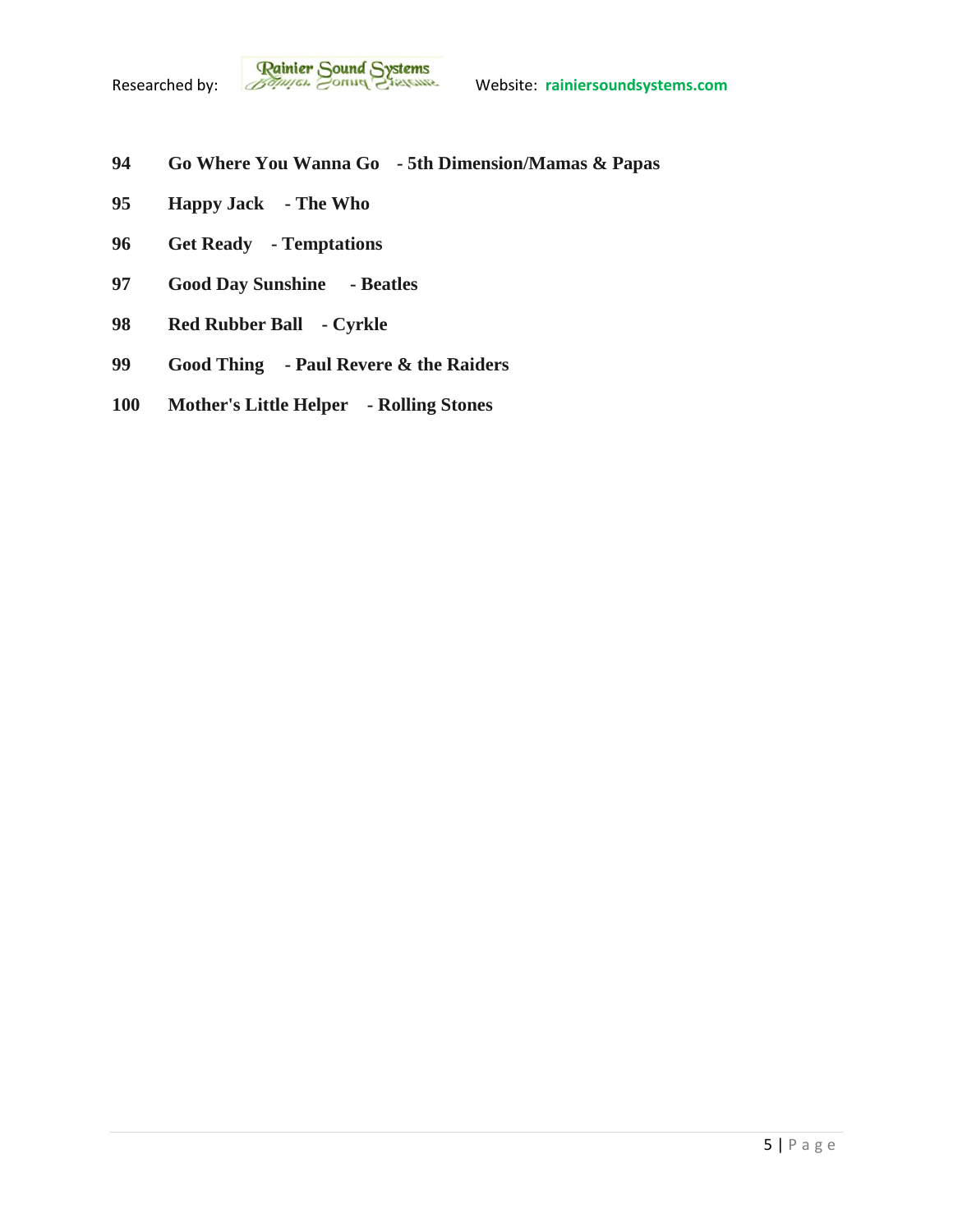94 **Go Where You Wanna Go - 5th Dimension/Mamas & Papas**

95 **Happy Jack - The Who**

96 **Get Ready - Temptations**

97 **Good Day Sunshine - Beatles**

98 **Red Rubber Ball - Cyrkle**

99 **Good Thing - Paul Revere & the Raiders**

100 **Mother's Little Helper - Rolling Stones**